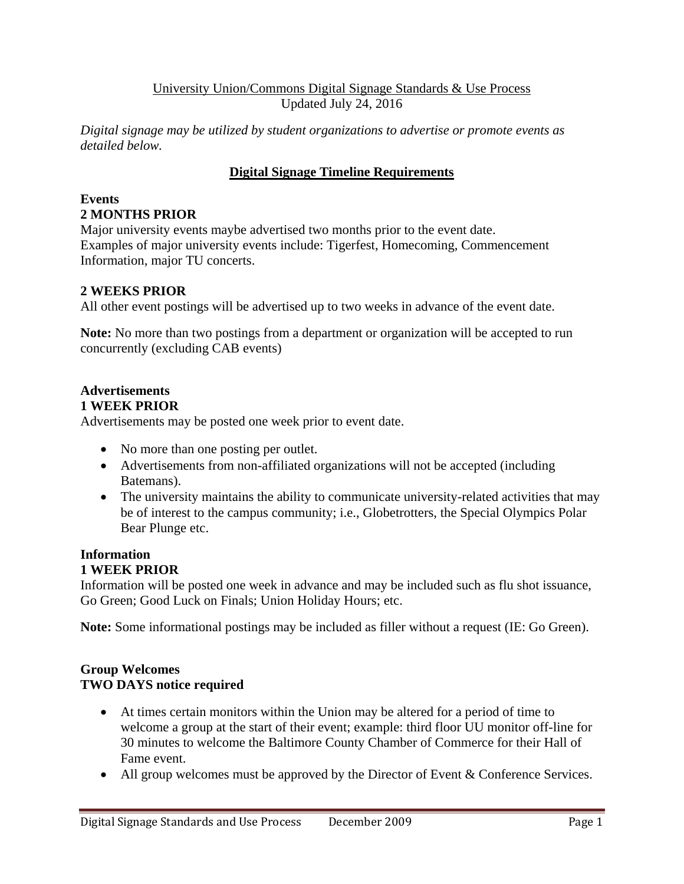University Union/Commons Digital Signage Standards & Use Process
Updated July 24, 2016

*Digital signage may be utilized by student organizations to advertise or promote events as detailed below.*

## Digital Signage Timeline Requirements

### Events

**2 MONTHS PRIOR**

Major university events maybe advertised two months prior to the event date. Examples of major university events include: Tigerfest, Homecoming, Commencement Information, major TU concerts.

**2 WEEKS PRIOR**

All other event postings will be advertised up to two weeks in advance of the event date.

**Note:** No more than two postings from a department or organization will be accepted to run concurrently (excluding CAB events)

### Advertisements

**1 WEEK PRIOR**

Advertisements may be posted one week prior to event date.

- No more than one posting per outlet.
- Advertisements from non-affiliated organizations will not be accepted (including Batemans).
- The university maintains the ability to communicate university-related activities that may be of interest to the campus community; i.e., Globetrotters, the Special Olympics Polar Bear Plunge etc.

### Information

**1 WEEK PRIOR**

Information will be posted one week in advance and may be included such as flu shot issuance, Go Green; Good Luck on Finals; Union Holiday Hours; etc.

**Note:** Some informational postings may be included as filler without a request (IE: Go Green).

### Group Welcomes

**TWO DAYS notice required**

- At times certain monitors within the Union may be altered for a period of time to welcome a group at the start of their event; example: third floor UU monitor off-line for 30 minutes to welcome the Baltimore County Chamber of Commerce for their Hall of Fame event.
- All group welcomes must be approved by the Director of Event & Conference Services.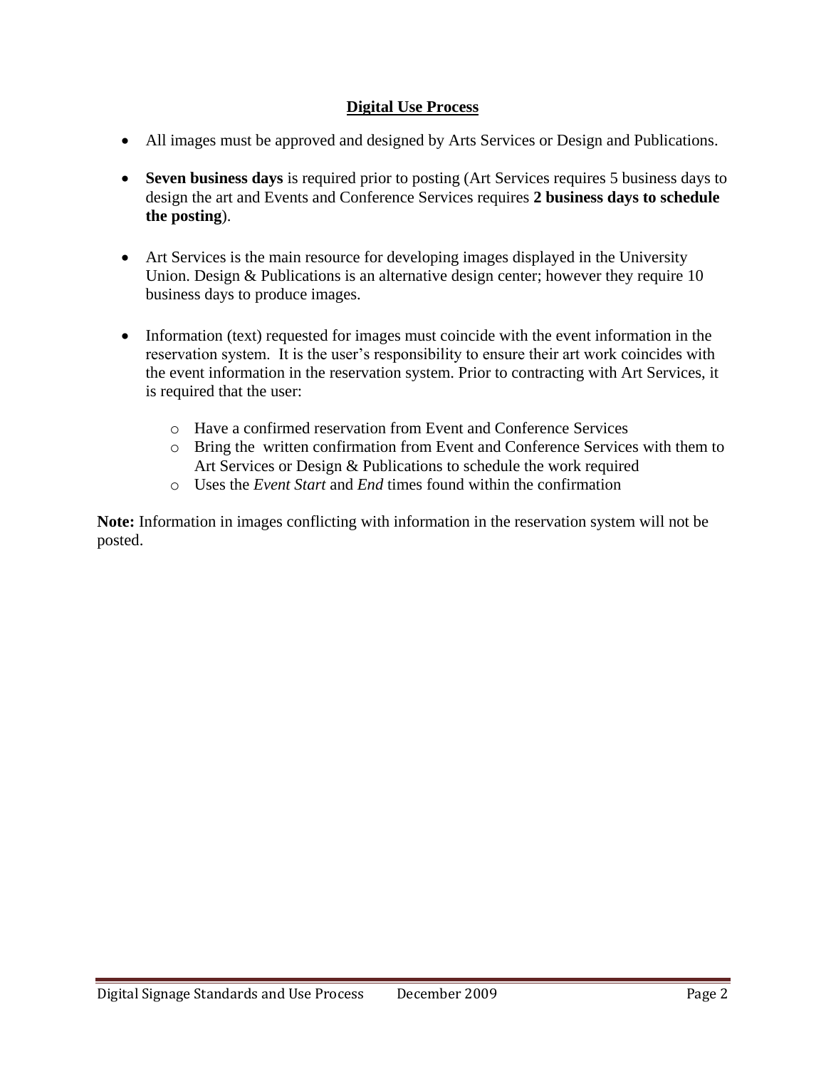## Digital Use Process

- All images must be approved and designed by Arts Services or Design and Publications.

- **Seven business days** is required prior to posting (Art Services requires 5 business days to design the art and Events and Conference Services requires **2 business days to schedule the posting**).

- Art Services is the main resource for developing images displayed in the University Union. Design & Publications is an alternative design center; however they require 10 business days to produce images.

- Information (text) requested for images must coincide with the event information in the reservation system. It is the user's responsibility to ensure their art work coincides with the event information in the reservation system. Prior to contracting with Art Services, it is required that the user:

    - Have a confirmed reservation from Event and Conference Services
    - Bring the written confirmation from Event and Conference Services with them to Art Services or Design & Publications to schedule the work required
    - Uses the *Event Start* and *End* times found within the confirmation

**Note:** Information in images conflicting with information in the reservation system will not be posted.